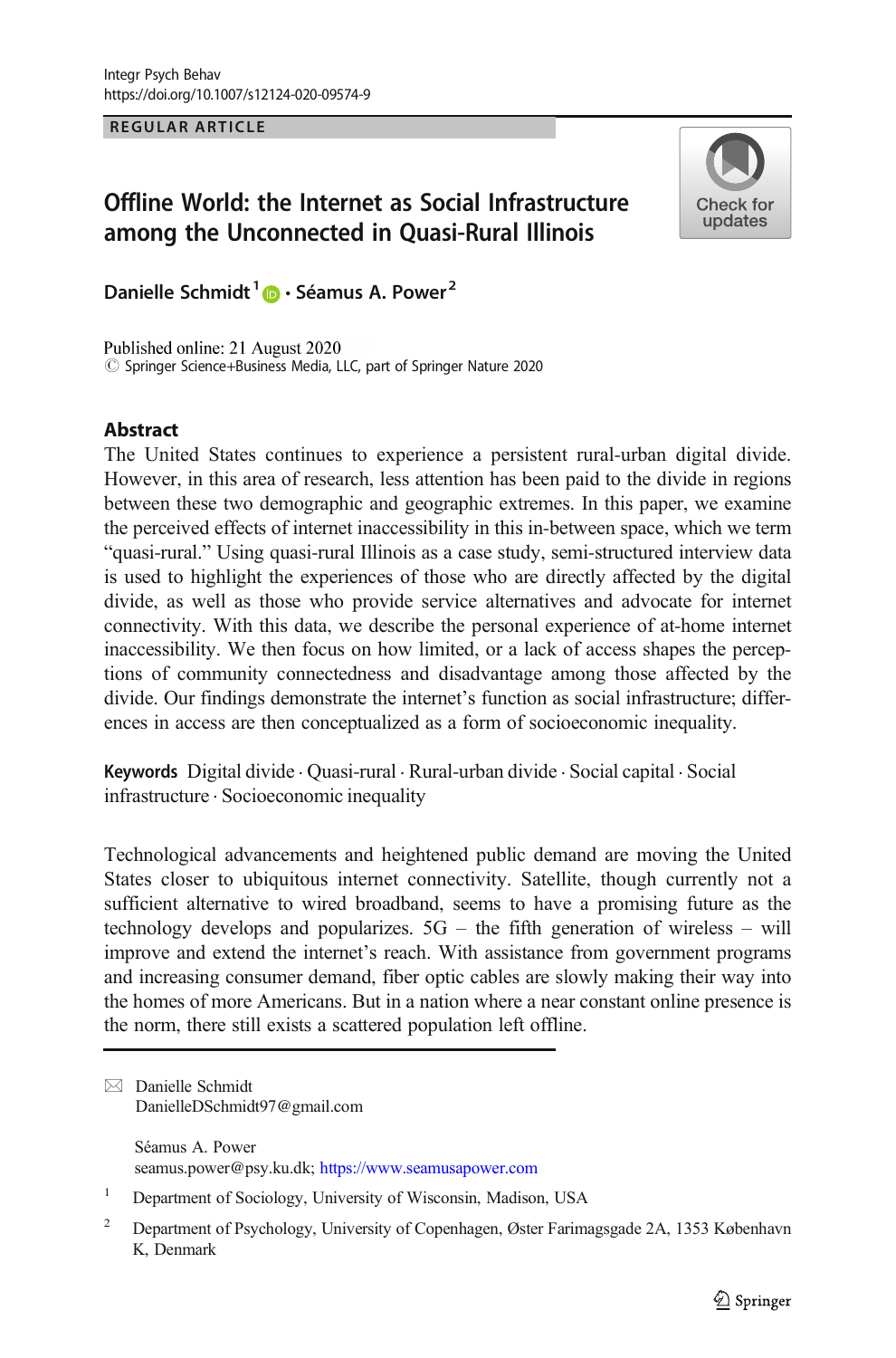REGULAR ARTICLE

# Offline World: the Internet as Social Infrastructure among the Unconnected in Quasi-Rural Illinois

Danielle Schmidt[1] · Séamus A. Power[2]

Published online: 21 August 2020
© Springer Science+Business Media, LLC, part of Springer Nature 2020

## Abstract

The United States continues to experience a persistent rural-urban digital divide. However, in this area of research, less attention has been paid to the divide in regions between these two demographic and geographic extremes. In this paper, we examine the perceived effects of internet inaccessibility in this in-between space, which we term "quasi-rural." Using quasi-rural Illinois as a case study, semi-structured interview data is used to highlight the experiences of those who are directly affected by the digital divide, as well as those who provide service alternatives and advocate for internet connectivity. With this data, we describe the personal experience of at-home internet inaccessibility. We then focus on how limited, or a lack of access shapes the perceptions of community connectedness and disadvantage among those affected by the divide. Our findings demonstrate the internet's function as social infrastructure; differences in access are then conceptualized as a form of socioeconomic inequality.

**Keywords** Digital divide · Quasi-rural · Rural-urban divide · Social capital · Social infrastructure · Socioeconomic inequality

Technological advancements and heightened public demand are moving the United States closer to ubiquitous internet connectivity. Satellite, though currently not a sufficient alternative to wired broadband, seems to have a promising future as the technology develops and popularizes. 5G – the fifth generation of wireless – will improve and extend the internet's reach. With assistance from government programs and increasing consumer demand, fiber optic cables are slowly making their way into the homes of more Americans. But in a nation where a near constant online presence is the norm, there still exists a scattered population left offline.

---

✉ Danielle Schmidt
DanielleDSchmidt97@gmail.com

Séamus A. Power
seamus.power@psy.ku.dk; https://www.seamusapower.com

[1] Department of Sociology, University of Wisconsin, Madison, USA

[2] Department of Psychology, University of Copenhagen, Øster Farimagsgade 2A, 1353 København K, Denmark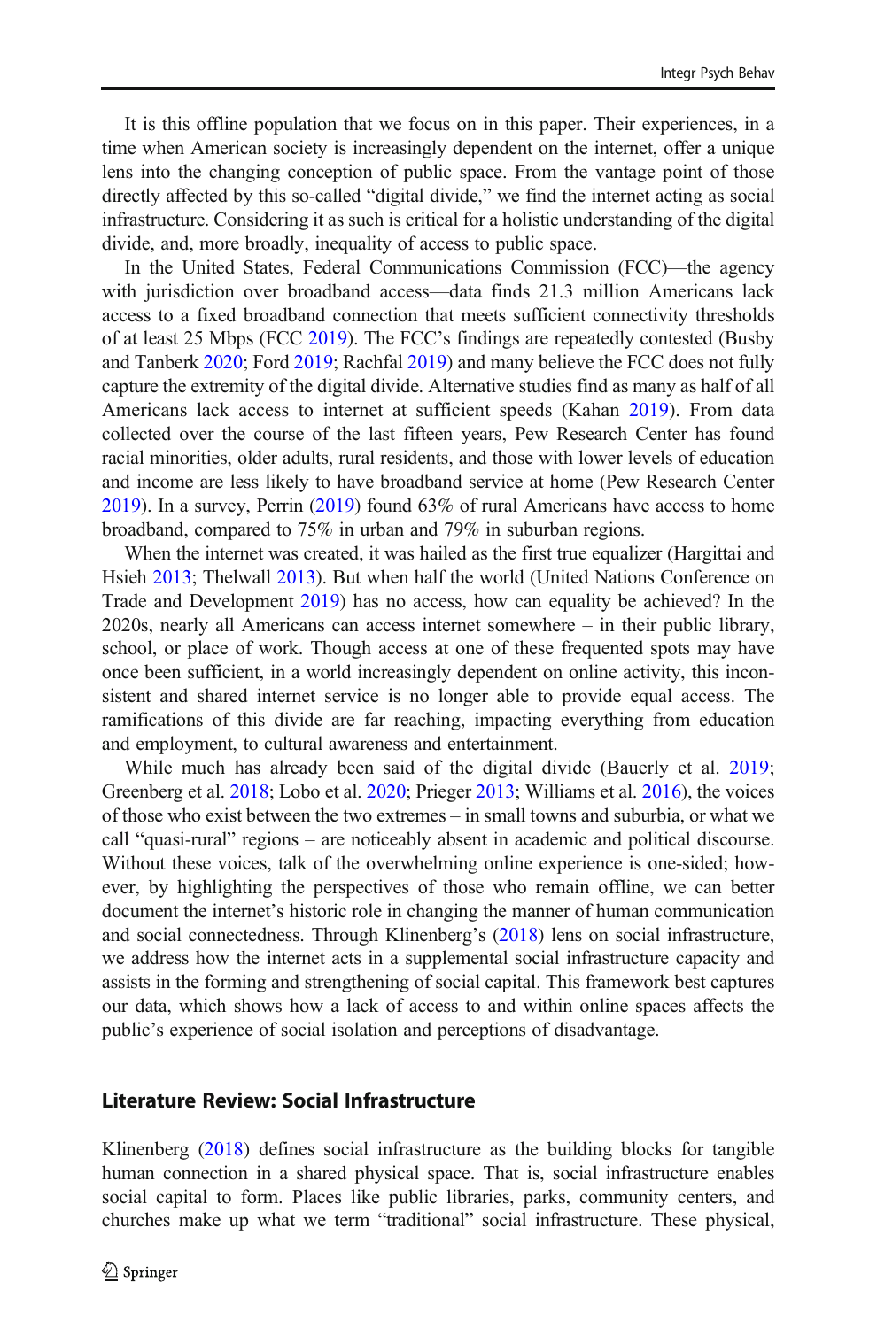It is this offline population that we focus on in this paper. Their experiences, in a time when American society is increasingly dependent on the internet, offer a unique lens into the changing conception of public space. From the vantage point of those directly affected by this so-called "digital divide," we find the internet acting as social infrastructure. Considering it as such is critical for a holistic understanding of the digital divide, and, more broadly, inequality of access to public space.

In the United States, Federal Communications Commission (FCC)—the agency with jurisdiction over broadband access—data finds 21.3 million Americans lack access to a fixed broadband connection that meets sufficient connectivity thresholds of at least 25 Mbps (FCC 2019). The FCC's findings are repeatedly contested (Busby and Tanberk 2020; Ford 2019; Rachfal 2019) and many believe the FCC does not fully capture the extremity of the digital divide. Alternative studies find as many as half of all Americans lack access to internet at sufficient speeds (Kahan 2019). From data collected over the course of the last fifteen years, Pew Research Center has found racial minorities, older adults, rural residents, and those with lower levels of education and income are less likely to have broadband service at home (Pew Research Center 2019). In a survey, Perrin (2019) found 63% of rural Americans have access to home broadband, compared to 75% in urban and 79% in suburban regions.

When the internet was created, it was hailed as the first true equalizer (Hargittai and Hsieh 2013; Thelwall 2013). But when half the world (United Nations Conference on Trade and Development 2019) has no access, how can equality be achieved? In the 2020s, nearly all Americans can access internet somewhere – in their public library, school, or place of work. Though access at one of these frequented spots may have once been sufficient, in a world increasingly dependent on online activity, this inconsistent and shared internet service is no longer able to provide equal access. The ramifications of this divide are far reaching, impacting everything from education and employment, to cultural awareness and entertainment.

While much has already been said of the digital divide (Bauerly et al. 2019; Greenberg et al. 2018; Lobo et al. 2020; Prieger 2013; Williams et al. 2016), the voices of those who exist between the two extremes – in small towns and suburbia, or what we call "quasi-rural" regions – are noticeably absent in academic and political discourse. Without these voices, talk of the overwhelming online experience is one-sided; however, by highlighting the perspectives of those who remain offline, we can better document the internet's historic role in changing the manner of human communication and social connectedness. Through Klinenberg's (2018) lens on social infrastructure, we address how the internet acts in a supplemental social infrastructure capacity and assists in the forming and strengthening of social capital. This framework best captures our data, which shows how a lack of access to and within online spaces affects the public's experience of social isolation and perceptions of disadvantage.

## Literature Review: Social Infrastructure

Klinenberg (2018) defines social infrastructure as the building blocks for tangible human connection in a shared physical space. That is, social infrastructure enables social capital to form. Places like public libraries, parks, community centers, and churches make up what we term "traditional" social infrastructure. These physical,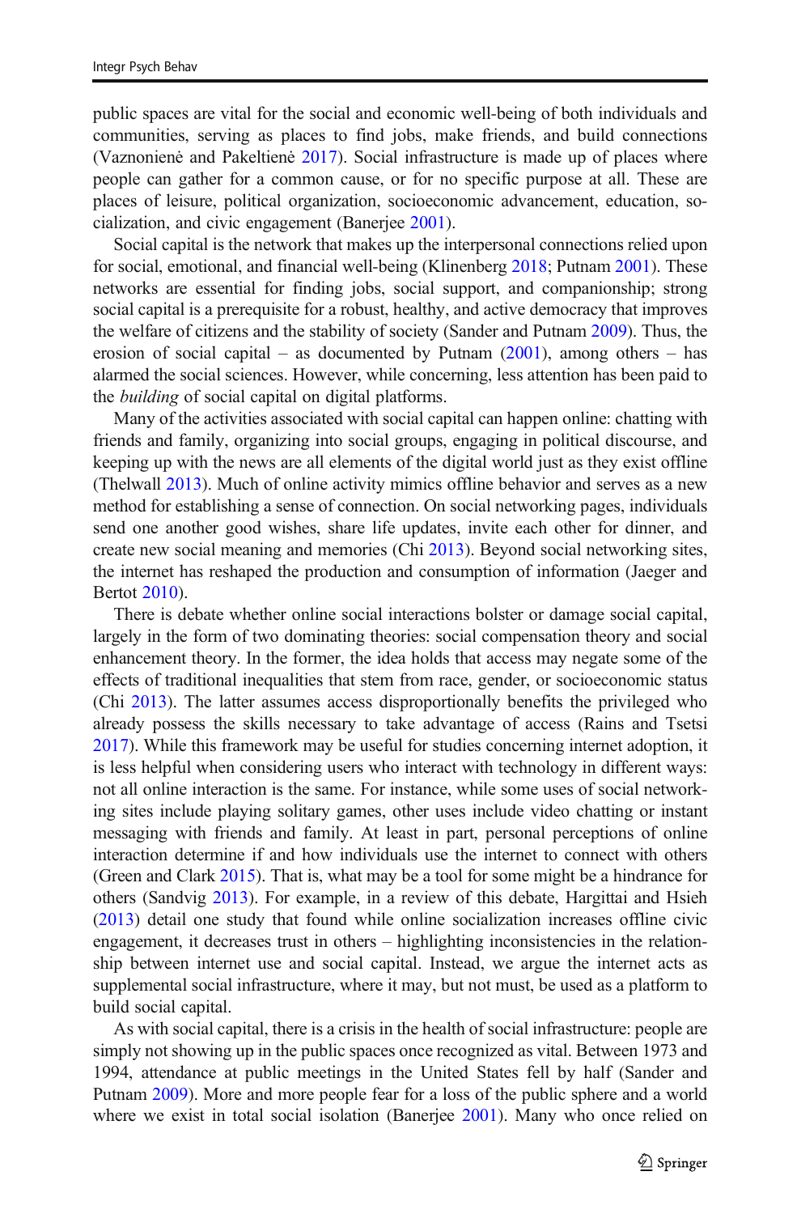public spaces are vital for the social and economic well-being of both individuals and communities, serving as places to find jobs, make friends, and build connections (Vaznonienė and Pakeltienė 2017). Social infrastructure is made up of places where people can gather for a common cause, or for no specific purpose at all. These are places of leisure, political organization, socioeconomic advancement, education, socialization, and civic engagement (Banerjee 2001).

Social capital is the network that makes up the interpersonal connections relied upon for social, emotional, and financial well-being (Klinenberg 2018; Putnam 2001). These networks are essential for finding jobs, social support, and companionship; strong social capital is a prerequisite for a robust, healthy, and active democracy that improves the welfare of citizens and the stability of society (Sander and Putnam 2009). Thus, the erosion of social capital – as documented by Putnam (2001), among others – has alarmed the social sciences. However, while concerning, less attention has been paid to the *building* of social capital on digital platforms.

Many of the activities associated with social capital can happen online: chatting with friends and family, organizing into social groups, engaging in political discourse, and keeping up with the news are all elements of the digital world just as they exist offline (Thelwall 2013). Much of online activity mimics offline behavior and serves as a new method for establishing a sense of connection. On social networking pages, individuals send one another good wishes, share life updates, invite each other for dinner, and create new social meaning and memories (Chi 2013). Beyond social networking sites, the internet has reshaped the production and consumption of information (Jaeger and Bertot 2010).

There is debate whether online social interactions bolster or damage social capital, largely in the form of two dominating theories: social compensation theory and social enhancement theory. In the former, the idea holds that access may negate some of the effects of traditional inequalities that stem from race, gender, or socioeconomic status (Chi 2013). The latter assumes access disproportionally benefits the privileged who already possess the skills necessary to take advantage of access (Rains and Tsetsi 2017). While this framework may be useful for studies concerning internet adoption, it is less helpful when considering users who interact with technology in different ways: not all online interaction is the same. For instance, while some uses of social networking sites include playing solitary games, other uses include video chatting or instant messaging with friends and family. At least in part, personal perceptions of online interaction determine if and how individuals use the internet to connect with others (Green and Clark 2015). That is, what may be a tool for some might be a hindrance for others (Sandvig 2013). For example, in a review of this debate, Hargittai and Hsieh (2013) detail one study that found while online socialization increases offline civic engagement, it decreases trust in others – highlighting inconsistencies in the relationship between internet use and social capital. Instead, we argue the internet acts as supplemental social infrastructure, where it may, but not must, be used as a platform to build social capital.

As with social capital, there is a crisis in the health of social infrastructure: people are simply not showing up in the public spaces once recognized as vital. Between 1973 and 1994, attendance at public meetings in the United States fell by half (Sander and Putnam 2009). More and more people fear for a loss of the public sphere and a world where we exist in total social isolation (Banerjee 2001). Many who once relied on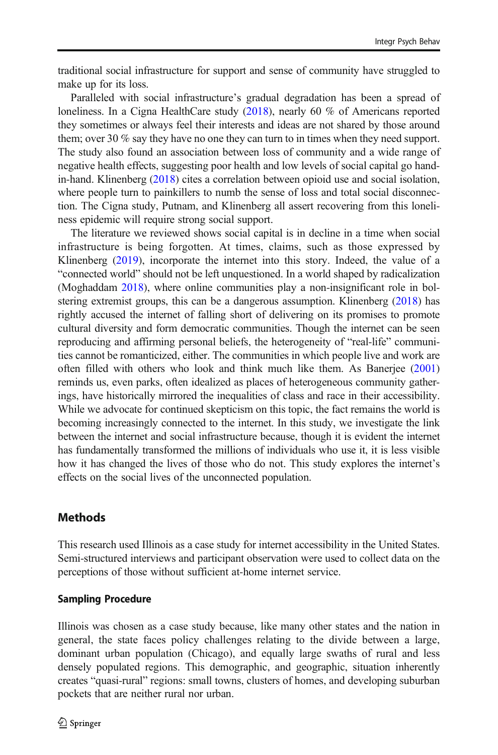traditional social infrastructure for support and sense of community have struggled to make up for its loss.

Paralleled with social infrastructure's gradual degradation has been a spread of loneliness. In a Cigna HealthCare study (2018), nearly 60 % of Americans reported they sometimes or always feel their interests and ideas are not shared by those around them; over 30 % say they have no one they can turn to in times when they need support. The study also found an association between loss of community and a wide range of negative health effects, suggesting poor health and low levels of social capital go hand-in-hand. Klinenberg (2018) cites a correlation between opioid use and social isolation, where people turn to painkillers to numb the sense of loss and total social disconnection. The Cigna study, Putnam, and Klinenberg all assert recovering from this loneliness epidemic will require strong social support.

The literature we reviewed shows social capital is in decline in a time when social infrastructure is being forgotten. At times, claims, such as those expressed by Klinenberg (2019), incorporate the internet into this story. Indeed, the value of a "connected world" should not be left unquestioned. In a world shaped by radicalization (Moghaddam 2018), where online communities play a non-insignificant role in bolstering extremist groups, this can be a dangerous assumption. Klinenberg (2018) has rightly accused the internet of falling short of delivering on its promises to promote cultural diversity and form democratic communities. Though the internet can be seen reproducing and affirming personal beliefs, the heterogeneity of "real-life" communities cannot be romanticized, either. The communities in which people live and work are often filled with others who look and think much like them. As Banerjee (2001) reminds us, even parks, often idealized as places of heterogeneous community gatherings, have historically mirrored the inequalities of class and race in their accessibility. While we advocate for continued skepticism on this topic, the fact remains the world is becoming increasingly connected to the internet. In this study, we investigate the link between the internet and social infrastructure because, though it is evident the internet has fundamentally transformed the millions of individuals who use it, it is less visible how it has changed the lives of those who do not. This study explores the internet's effects on the social lives of the unconnected population.

## Methods

This research used Illinois as a case study for internet accessibility in the United States. Semi-structured interviews and participant observation were used to collect data on the perceptions of those without sufficient at-home internet service.

### Sampling Procedure

Illinois was chosen as a case study because, like many other states and the nation in general, the state faces policy challenges relating to the divide between a large, dominant urban population (Chicago), and equally large swaths of rural and less densely populated regions. This demographic, and geographic, situation inherently creates "quasi-rural" regions: small towns, clusters of homes, and developing suburban pockets that are neither rural nor urban.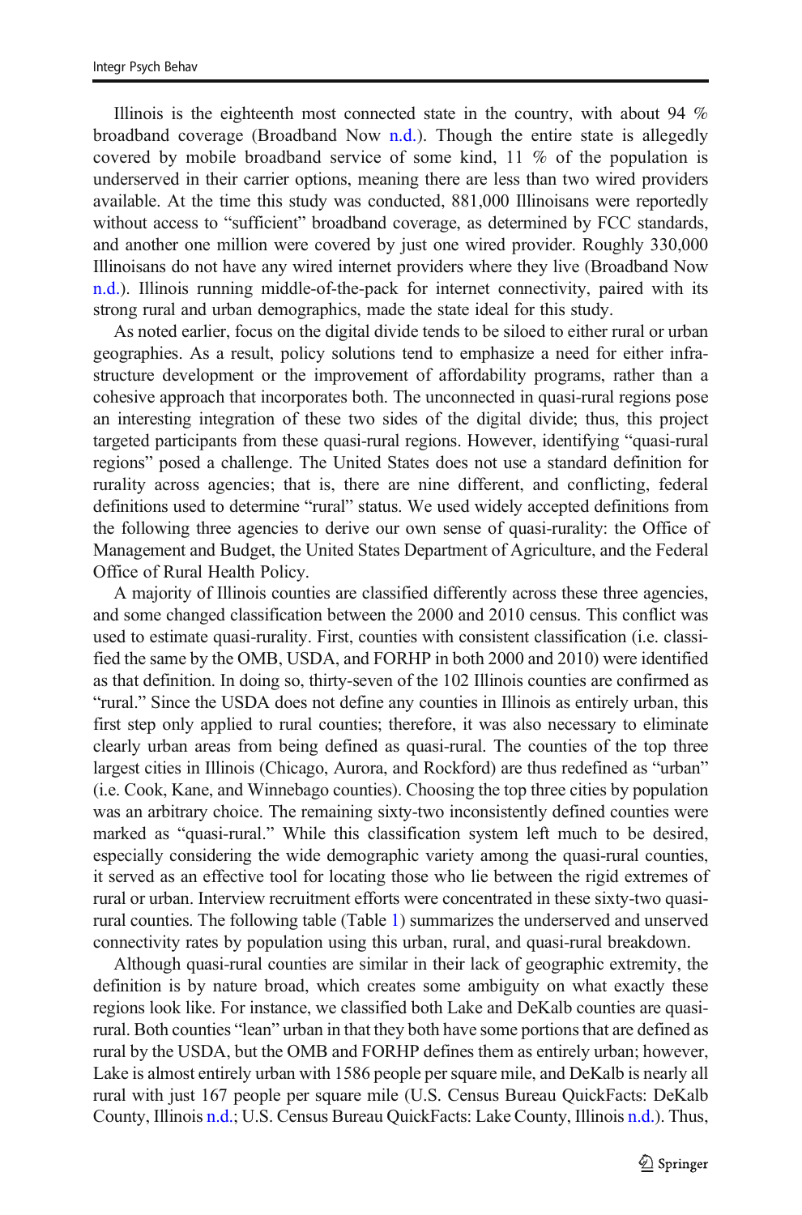Illinois is the eighteenth most connected state in the country, with about 94 % broadband coverage (Broadband Now n.d.). Though the entire state is allegedly covered by mobile broadband service of some kind, 11 % of the population is underserved in their carrier options, meaning there are less than two wired providers available. At the time this study was conducted, 881,000 Illinoisans were reportedly without access to "sufficient" broadband coverage, as determined by FCC standards, and another one million were covered by just one wired provider. Roughly 330,000 Illinoisans do not have any wired internet providers where they live (Broadband Now n.d.). Illinois running middle-of-the-pack for internet connectivity, paired with its strong rural and urban demographics, made the state ideal for this study.

As noted earlier, focus on the digital divide tends to be siloed to either rural or urban geographies. As a result, policy solutions tend to emphasize a need for either infrastructure development or the improvement of affordability programs, rather than a cohesive approach that incorporates both. The unconnected in quasi-rural regions pose an interesting integration of these two sides of the digital divide; thus, this project targeted participants from these quasi-rural regions. However, identifying "quasi-rural regions" posed a challenge. The United States does not use a standard definition for rurality across agencies; that is, there are nine different, and conflicting, federal definitions used to determine "rural" status. We used widely accepted definitions from the following three agencies to derive our own sense of quasi-rurality: the Office of Management and Budget, the United States Department of Agriculture, and the Federal Office of Rural Health Policy.

A majority of Illinois counties are classified differently across these three agencies, and some changed classification between the 2000 and 2010 census. This conflict was used to estimate quasi-rurality. First, counties with consistent classification (i.e. classified the same by the OMB, USDA, and FORHP in both 2000 and 2010) were identified as that definition. In doing so, thirty-seven of the 102 Illinois counties are confirmed as "rural." Since the USDA does not define any counties in Illinois as entirely urban, this first step only applied to rural counties; therefore, it was also necessary to eliminate clearly urban areas from being defined as quasi-rural. The counties of the top three largest cities in Illinois (Chicago, Aurora, and Rockford) are thus redefined as "urban" (i.e. Cook, Kane, and Winnebago counties). Choosing the top three cities by population was an arbitrary choice. The remaining sixty-two inconsistently defined counties were marked as "quasi-rural." While this classification system left much to be desired, especially considering the wide demographic variety among the quasi-rural counties, it served as an effective tool for locating those who lie between the rigid extremes of rural or urban. Interview recruitment efforts were concentrated in these sixty-two quasi-rural counties. The following table (Table 1) summarizes the underserved and unserved connectivity rates by population using this urban, rural, and quasi-rural breakdown.

Although quasi-rural counties are similar in their lack of geographic extremity, the definition is by nature broad, which creates some ambiguity on what exactly these regions look like. For instance, we classified both Lake and DeKalb counties are quasi-rural. Both counties "lean" urban in that they both have some portions that are defined as rural by the USDA, but the OMB and FORHP defines them as entirely urban; however, Lake is almost entirely urban with 1586 people per square mile, and DeKalb is nearly all rural with just 167 people per square mile (U.S. Census Bureau QuickFacts: DeKalb County, Illinois n.d.; U.S. Census Bureau QuickFacts: Lake County, Illinois n.d.). Thus,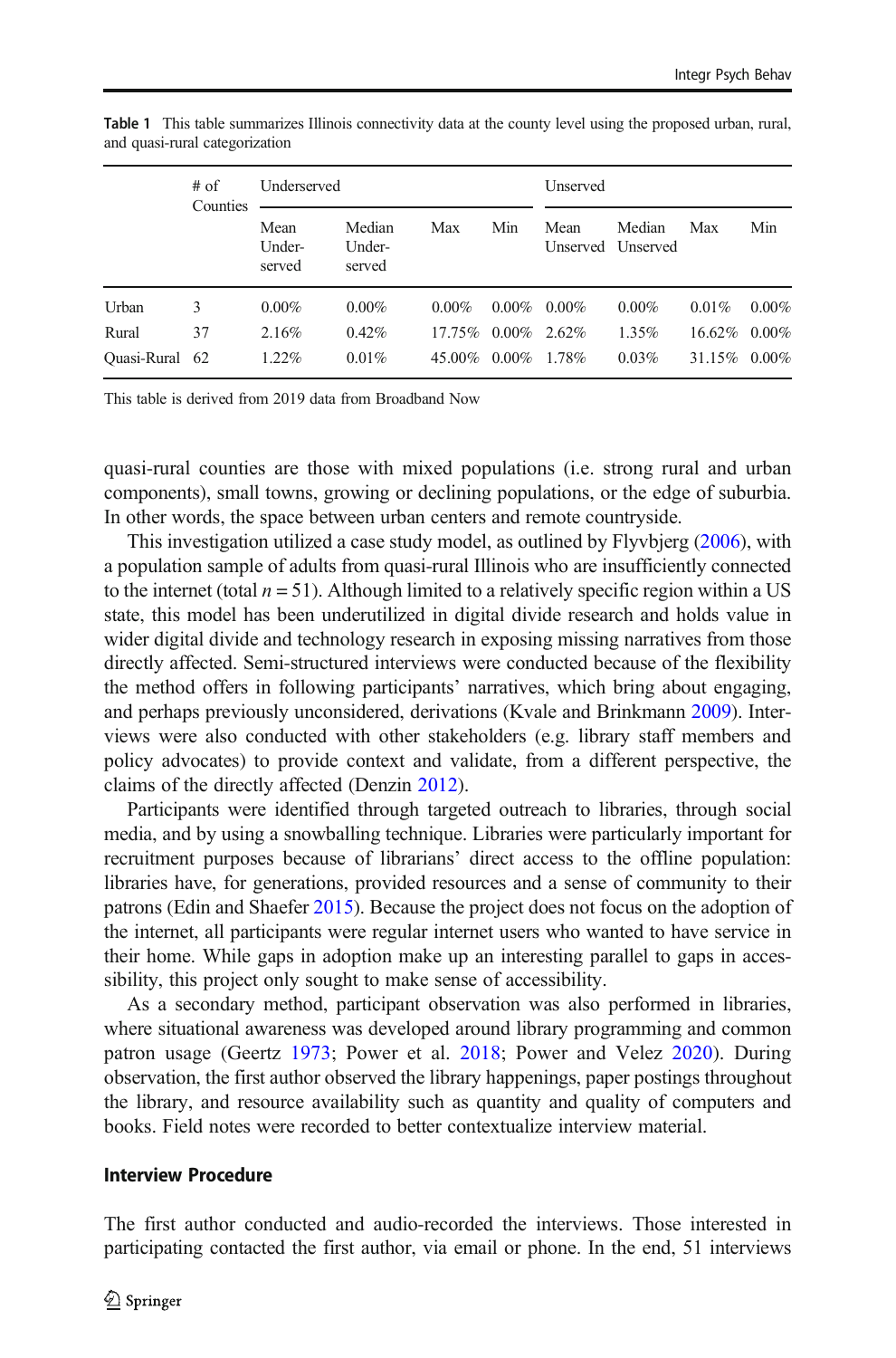**Table 1** This table summarizes Illinois connectivity data at the county level using the proposed urban, rural, and quasi-rural categorization

| | # of Counties | Underserved | | | | Unserved | | | |
|---|---|---|---|---|---|---|---|---|---|
| | | Mean Under-served | Median Under-served | Max | Min | Mean Unserved | Median Unserved | Max | Min |
| Urban | 3 | 0.00% | 0.00% | 0.00% | 0.00% | 0.00% | 0.00% | 0.01% | 0.00% |
| Rural | 37 | 2.16% | 0.42% | 17.75% | 0.00% | 2.62% | 1.35% | 16.62% | 0.00% |
| Quasi-Rural | 62 | 1.22% | 0.01% | 45.00% | 0.00% | 1.78% | 0.03% | 31.15% | 0.00% |

This table is derived from 2019 data from Broadband Now

quasi-rural counties are those with mixed populations (i.e. strong rural and urban components), small towns, growing or declining populations, or the edge of suburbia. In other words, the space between urban centers and remote countryside.

This investigation utilized a case study model, as outlined by Flyvbjerg (2006), with a population sample of adults from quasi-rural Illinois who are insufficiently connected to the internet (total $n = 51$). Although limited to a relatively specific region within a US state, this model has been underutilized in digital divide research and holds value in wider digital divide and technology research in exposing missing narratives from those directly affected. Semi-structured interviews were conducted because of the flexibility the method offers in following participants' narratives, which bring about engaging, and perhaps previously unconsidered, derivations (Kvale and Brinkmann 2009). Interviews were also conducted with other stakeholders (e.g. library staff members and policy advocates) to provide context and validate, from a different perspective, the claims of the directly affected (Denzin 2012).

Participants were identified through targeted outreach to libraries, through social media, and by using a snowballing technique. Libraries were particularly important for recruitment purposes because of librarians' direct access to the offline population: libraries have, for generations, provided resources and a sense of community to their patrons (Edin and Shaefer 2015). Because the project does not focus on the adoption of the internet, all participants were regular internet users who wanted to have service in their home. While gaps in adoption make up an interesting parallel to gaps in accessibility, this project only sought to make sense of accessibility.

As a secondary method, participant observation was also performed in libraries, where situational awareness was developed around library programming and common patron usage (Geertz 1973; Power et al. 2018; Power and Velez 2020). During observation, the first author observed the library happenings, paper postings throughout the library, and resource availability such as quantity and quality of computers and books. Field notes were recorded to better contextualize interview material.

### Interview Procedure

The first author conducted and audio-recorded the interviews. Those interested in participating contacted the first author, via email or phone. In the end, 51 interviews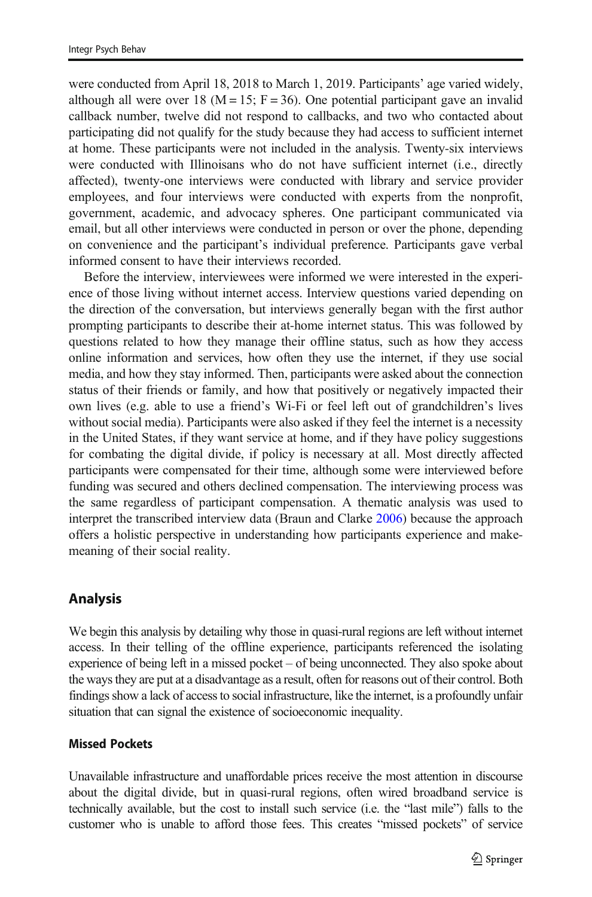were conducted from April 18, 2018 to March 1, 2019. Participants' age varied widely, although all were over 18 (M = 15; F = 36). One potential participant gave an invalid callback number, twelve did not respond to callbacks, and two who contacted about participating did not qualify for the study because they had access to sufficient internet at home. These participants were not included in the analysis. Twenty-six interviews were conducted with Illinoisans who do not have sufficient internet (i.e., directly affected), twenty-one interviews were conducted with library and service provider employees, and four interviews were conducted with experts from the nonprofit, government, academic, and advocacy spheres. One participant communicated via email, but all other interviews were conducted in person or over the phone, depending on convenience and the participant's individual preference. Participants gave verbal informed consent to have their interviews recorded.

Before the interview, interviewees were informed we were interested in the experience of those living without internet access. Interview questions varied depending on the direction of the conversation, but interviews generally began with the first author prompting participants to describe their at-home internet status. This was followed by questions related to how they manage their offline status, such as how they access online information and services, how often they use the internet, if they use social media, and how they stay informed. Then, participants were asked about the connection status of their friends or family, and how that positively or negatively impacted their own lives (e.g. able to use a friend's Wi-Fi or feel left out of grandchildren's lives without social media). Participants were also asked if they feel the internet is a necessity in the United States, if they want service at home, and if they have policy suggestions for combating the digital divide, if policy is necessary at all. Most directly affected participants were compensated for their time, although some were interviewed before funding was secured and others declined compensation. The interviewing process was the same regardless of participant compensation. A thematic analysis was used to interpret the transcribed interview data (Braun and Clarke 2006) because the approach offers a holistic perspective in understanding how participants experience and make-meaning of their social reality.

## Analysis

We begin this analysis by detailing why those in quasi-rural regions are left without internet access. In their telling of the offline experience, participants referenced the isolating experience of being left in a missed pocket – of being unconnected. They also spoke about the ways they are put at a disadvantage as a result, often for reasons out of their control. Both findings show a lack of access to social infrastructure, like the internet, is a profoundly unfair situation that can signal the existence of socioeconomic inequality.

### Missed Pockets

Unavailable infrastructure and unaffordable prices receive the most attention in discourse about the digital divide, but in quasi-rural regions, often wired broadband service is technically available, but the cost to install such service (i.e. the "last mile") falls to the customer who is unable to afford those fees. This creates "missed pockets" of service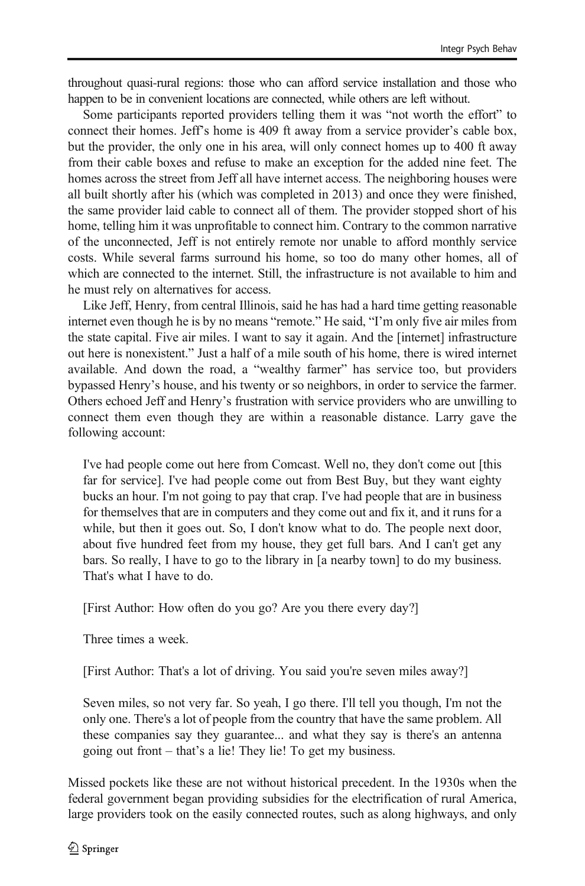throughout quasi-rural regions: those who can afford service installation and those who happen to be in convenient locations are connected, while others are left without.

Some participants reported providers telling them it was "not worth the effort" to connect their homes. Jeff's home is 409 ft away from a service provider's cable box, but the provider, the only one in his area, will only connect homes up to 400 ft away from their cable boxes and refuse to make an exception for the added nine feet. The homes across the street from Jeff all have internet access. The neighboring houses were all built shortly after his (which was completed in 2013) and once they were finished, the same provider laid cable to connect all of them. The provider stopped short of his home, telling him it was unprofitable to connect him. Contrary to the common narrative of the unconnected, Jeff is not entirely remote nor unable to afford monthly service costs. While several farms surround his home, so too do many other homes, all of which are connected to the internet. Still, the infrastructure is not available to him and he must rely on alternatives for access.

Like Jeff, Henry, from central Illinois, said he has had a hard time getting reasonable internet even though he is by no means "remote." He said, "I'm only five air miles from the state capital. Five air miles. I want to say it again. And the [internet] infrastructure out here is nonexistent." Just a half of a mile south of his home, there is wired internet available. And down the road, a "wealthy farmer" has service too, but providers bypassed Henry's house, and his twenty or so neighbors, in order to service the farmer. Others echoed Jeff and Henry's frustration with service providers who are unwilling to connect them even though they are within a reasonable distance. Larry gave the following account:

> I've had people come out here from Comcast. Well no, they don't come out [this far for service]. I've had people come out from Best Buy, but they want eighty bucks an hour. I'm not going to pay that crap. I've had people that are in business for themselves that are in computers and they come out and fix it, and it runs for a while, but then it goes out. So, I don't know what to do. The people next door, about five hundred feet from my house, they get full bars. And I can't get any bars. So really, I have to go to the library in [a nearby town] to do my business. That's what I have to do.
>
> [First Author: How often do you go? Are you there every day?]
>
> Three times a week.
>
> [First Author: That's a lot of driving. You said you're seven miles away?]
>
> Seven miles, so not very far. So yeah, I go there. I'll tell you though, I'm not the only one. There's a lot of people from the country that have the same problem. All these companies say they guarantee... and what they say is there's an antenna going out front – that's a lie! They lie! To get my business.

Missed pockets like these are not without historical precedent. In the 1930s when the federal government began providing subsidies for the electrification of rural America, large providers took on the easily connected routes, such as along highways, and only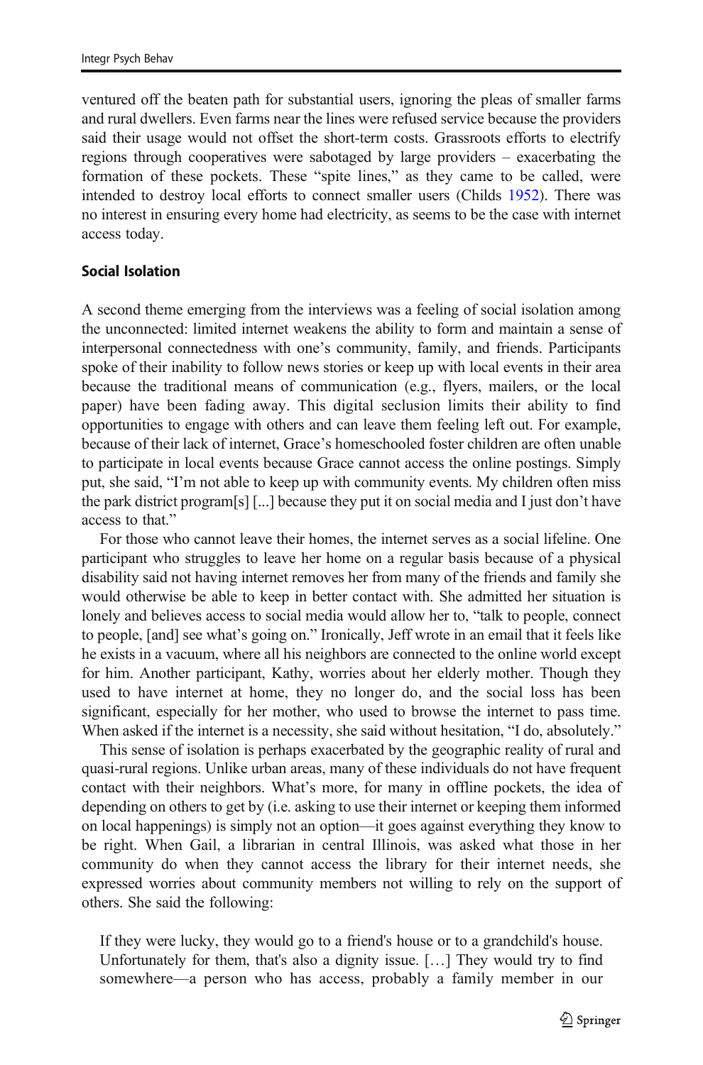ventured off the beaten path for substantial users, ignoring the pleas of smaller farms and rural dwellers. Even farms near the lines were refused service because the providers said their usage would not offset the short-term costs. Grassroots efforts to electrify regions through cooperatives were sabotaged by large providers – exacerbating the formation of these pockets. These "spite lines," as they came to be called, were intended to destroy local efforts to connect smaller users (Childs 1952). There was no interest in ensuring every home had electricity, as seems to be the case with internet access today.

### Social Isolation

A second theme emerging from the interviews was a feeling of social isolation among the unconnected: limited internet weakens the ability to form and maintain a sense of interpersonal connectedness with one's community, family, and friends. Participants spoke of their inability to follow news stories or keep up with local events in their area because the traditional means of communication (e.g., flyers, mailers, or the local paper) have been fading away. This digital seclusion limits their ability to find opportunities to engage with others and can leave them feeling left out. For example, because of their lack of internet, Grace's homeschooled foster children are often unable to participate in local events because Grace cannot access the online postings. Simply put, she said, "I'm not able to keep up with community events. My children often miss the park district program[s] [...] because they put it on social media and I just don't have access to that."

For those who cannot leave their homes, the internet serves as a social lifeline. One participant who struggles to leave her home on a regular basis because of a physical disability said not having internet removes her from many of the friends and family she would otherwise be able to keep in better contact with. She admitted her situation is lonely and believes access to social media would allow her to, "talk to people, connect to people, [and] see what's going on." Ironically, Jeff wrote in an email that it feels like he exists in a vacuum, where all his neighbors are connected to the online world except for him. Another participant, Kathy, worries about her elderly mother. Though they used to have internet at home, they no longer do, and the social loss has been significant, especially for her mother, who used to browse the internet to pass time. When asked if the internet is a necessity, she said without hesitation, "I do, absolutely."

This sense of isolation is perhaps exacerbated by the geographic reality of rural and quasi-rural regions. Unlike urban areas, many of these individuals do not have frequent contact with their neighbors. What's more, for many in offline pockets, the idea of depending on others to get by (i.e. asking to use their internet or keeping them informed on local happenings) is simply not an option—it goes against everything they know to be right. When Gail, a librarian in central Illinois, was asked what those in her community do when they cannot access the library for their internet needs, she expressed worries about community members not willing to rely on the support of others. She said the following:

> If they were lucky, they would go to a friend's house or to a grandchild's house. Unfortunately for them, that's also a dignity issue. […] They would try to find somewhere—a person who has access, probably a family member in our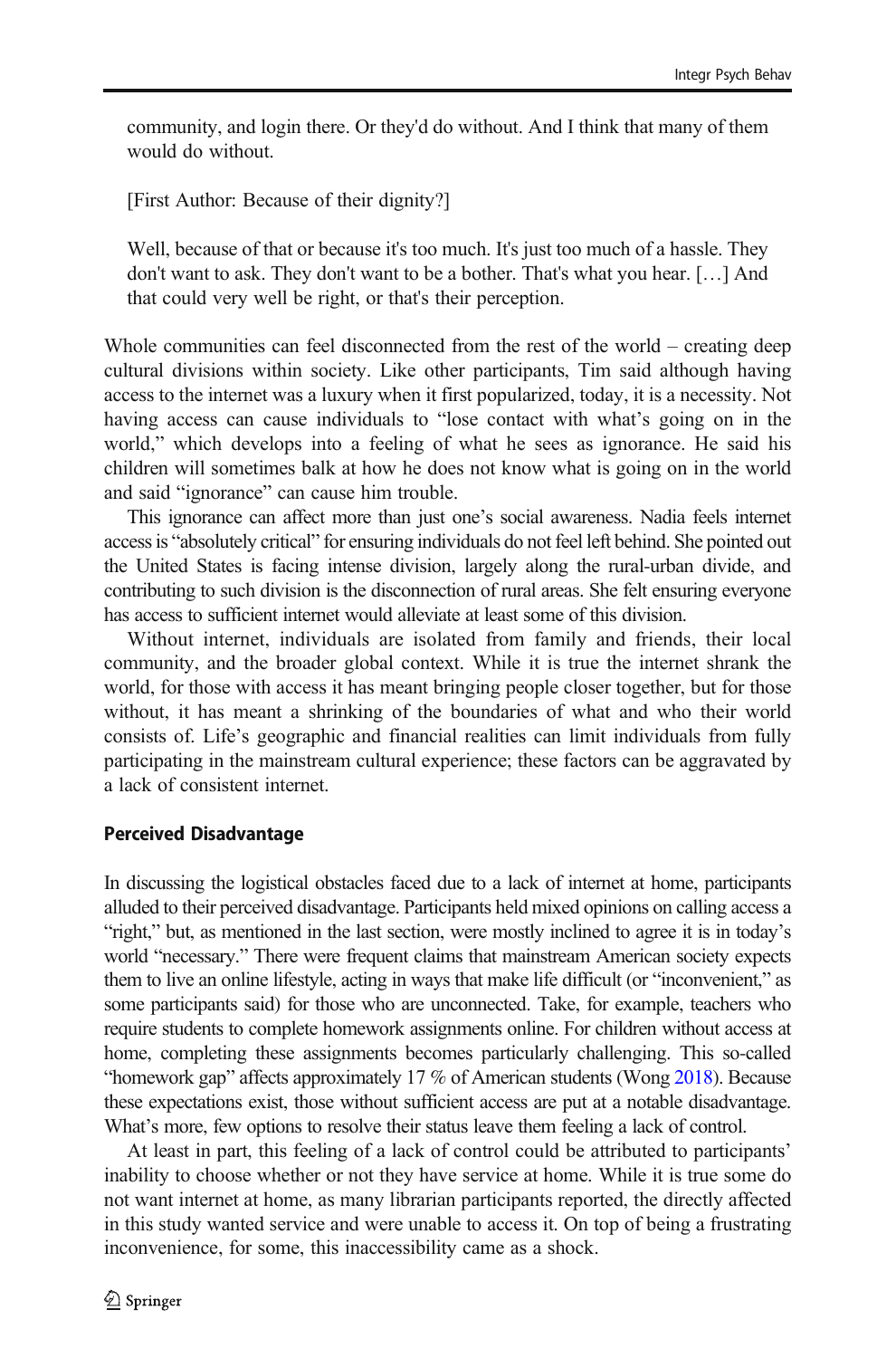> community, and login there. Or they'd do without. And I think that many of them would do without.
>
> [First Author: Because of their dignity?]
>
> Well, because of that or because it's too much. It's just too much of a hassle. They don't want to ask. They don't want to be a bother. That's what you hear. […] And that could very well be right, or that's their perception.

Whole communities can feel disconnected from the rest of the world – creating deep cultural divisions within society. Like other participants, Tim said although having access to the internet was a luxury when it first popularized, today, it is a necessity. Not having access can cause individuals to "lose contact with what's going on in the world," which develops into a feeling of what he sees as ignorance. He said his children will sometimes balk at how he does not know what is going on in the world and said "ignorance" can cause him trouble.

This ignorance can affect more than just one's social awareness. Nadia feels internet access is "absolutely critical" for ensuring individuals do not feel left behind. She pointed out the United States is facing intense division, largely along the rural-urban divide, and contributing to such division is the disconnection of rural areas. She felt ensuring everyone has access to sufficient internet would alleviate at least some of this division.

Without internet, individuals are isolated from family and friends, their local community, and the broader global context. While it is true the internet shrank the world, for those with access it has meant bringing people closer together, but for those without, it has meant a shrinking of the boundaries of what and who their world consists of. Life's geographic and financial realities can limit individuals from fully participating in the mainstream cultural experience; these factors can be aggravated by a lack of consistent internet.

### Perceived Disadvantage

In discussing the logistical obstacles faced due to a lack of internet at home, participants alluded to their perceived disadvantage. Participants held mixed opinions on calling access a "right," but, as mentioned in the last section, were mostly inclined to agree it is in today's world "necessary." There were frequent claims that mainstream American society expects them to live an online lifestyle, acting in ways that make life difficult (or "inconvenient," as some participants said) for those who are unconnected. Take, for example, teachers who require students to complete homework assignments online. For children without access at home, completing these assignments becomes particularly challenging. This so-called "homework gap" affects approximately 17 % of American students (Wong 2018). Because these expectations exist, those without sufficient access are put at a notable disadvantage. What's more, few options to resolve their status leave them feeling a lack of control.

At least in part, this feeling of a lack of control could be attributed to participants' inability to choose whether or not they have service at home. While it is true some do not want internet at home, as many librarian participants reported, the directly affected in this study wanted service and were unable to access it. On top of being a frustrating inconvenience, for some, this inaccessibility came as a shock.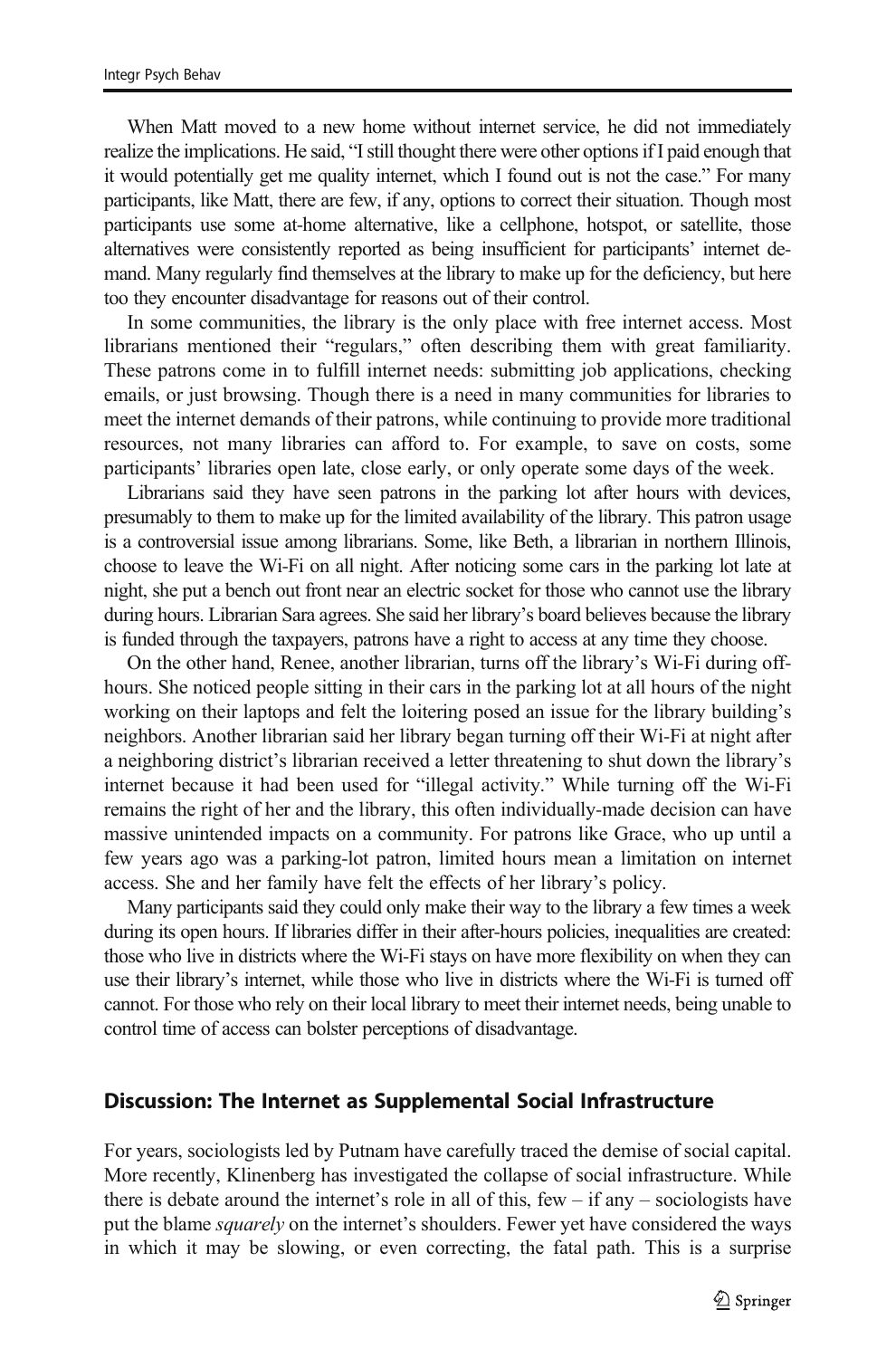When Matt moved to a new home without internet service, he did not immediately realize the implications. He said, "I still thought there were other options if I paid enough that it would potentially get me quality internet, which I found out is not the case." For many participants, like Matt, there are few, if any, options to correct their situation. Though most participants use some at-home alternative, like a cellphone, hotspot, or satellite, those alternatives were consistently reported as being insufficient for participants' internet demand. Many regularly find themselves at the library to make up for the deficiency, but here too they encounter disadvantage for reasons out of their control.

In some communities, the library is the only place with free internet access. Most librarians mentioned their "regulars," often describing them with great familiarity. These patrons come in to fulfill internet needs: submitting job applications, checking emails, or just browsing. Though there is a need in many communities for libraries to meet the internet demands of their patrons, while continuing to provide more traditional resources, not many libraries can afford to. For example, to save on costs, some participants' libraries open late, close early, or only operate some days of the week.

Librarians said they have seen patrons in the parking lot after hours with devices, presumably to them to make up for the limited availability of the library. This patron usage is a controversial issue among librarians. Some, like Beth, a librarian in northern Illinois, choose to leave the Wi-Fi on all night. After noticing some cars in the parking lot late at night, she put a bench out front near an electric socket for those who cannot use the library during hours. Librarian Sara agrees. She said her library's board believes because the library is funded through the taxpayers, patrons have a right to access at any time they choose.

On the other hand, Renee, another librarian, turns off the library's Wi-Fi during off-hours. She noticed people sitting in their cars in the parking lot at all hours of the night working on their laptops and felt the loitering posed an issue for the library building's neighbors. Another librarian said her library began turning off their Wi-Fi at night after a neighboring district's librarian received a letter threatening to shut down the library's internet because it had been used for "illegal activity." While turning off the Wi-Fi remains the right of her and the library, this often individually-made decision can have massive unintended impacts on a community. For patrons like Grace, who up until a few years ago was a parking-lot patron, limited hours mean a limitation on internet access. She and her family have felt the effects of her library's policy.

Many participants said they could only make their way to the library a few times a week during its open hours. If libraries differ in their after-hours policies, inequalities are created: those who live in districts where the Wi-Fi stays on have more flexibility on when they can use their library's internet, while those who live in districts where the Wi-Fi is turned off cannot. For those who rely on their local library to meet their internet needs, being unable to control time of access can bolster perceptions of disadvantage.

## Discussion: The Internet as Supplemental Social Infrastructure

For years, sociologists led by Putnam have carefully traced the demise of social capital. More recently, Klinenberg has investigated the collapse of social infrastructure. While there is debate around the internet's role in all of this, few – if any – sociologists have put the blame *squarely* on the internet's shoulders. Fewer yet have considered the ways in which it may be slowing, or even correcting, the fatal path. This is a surprise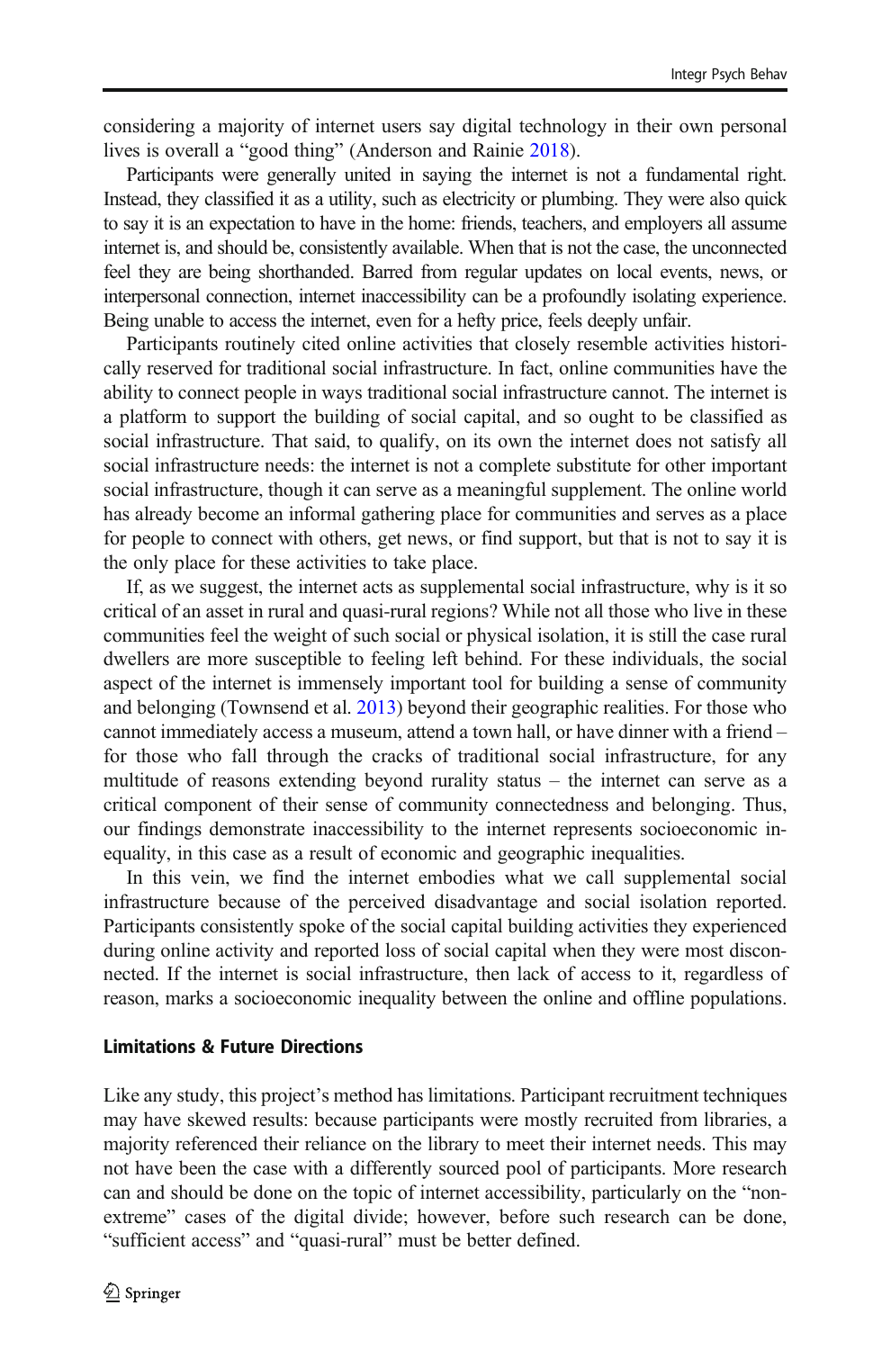considering a majority of internet users say digital technology in their own personal lives is overall a "good thing" (Anderson and Rainie 2018).

Participants were generally united in saying the internet is not a fundamental right. Instead, they classified it as a utility, such as electricity or plumbing. They were also quick to say it is an expectation to have in the home: friends, teachers, and employers all assume internet is, and should be, consistently available. When that is not the case, the unconnected feel they are being shorthanded. Barred from regular updates on local events, news, or interpersonal connection, internet inaccessibility can be a profoundly isolating experience. Being unable to access the internet, even for a hefty price, feels deeply unfair.

Participants routinely cited online activities that closely resemble activities historically reserved for traditional social infrastructure. In fact, online communities have the ability to connect people in ways traditional social infrastructure cannot. The internet is a platform to support the building of social capital, and so ought to be classified as social infrastructure. That said, to qualify, on its own the internet does not satisfy all social infrastructure needs: the internet is not a complete substitute for other important social infrastructure, though it can serve as a meaningful supplement. The online world has already become an informal gathering place for communities and serves as a place for people to connect with others, get news, or find support, but that is not to say it is the only place for these activities to take place.

If, as we suggest, the internet acts as supplemental social infrastructure, why is it so critical of an asset in rural and quasi-rural regions? While not all those who live in these communities feel the weight of such social or physical isolation, it is still the case rural dwellers are more susceptible to feeling left behind. For these individuals, the social aspect of the internet is immensely important tool for building a sense of community and belonging (Townsend et al. 2013) beyond their geographic realities. For those who cannot immediately access a museum, attend a town hall, or have dinner with a friend – for those who fall through the cracks of traditional social infrastructure, for any multitude of reasons extending beyond rurality status – the internet can serve as a critical component of their sense of community connectedness and belonging. Thus, our findings demonstrate inaccessibility to the internet represents socioeconomic inequality, in this case as a result of economic and geographic inequalities.

In this vein, we find the internet embodies what we call supplemental social infrastructure because of the perceived disadvantage and social isolation reported. Participants consistently spoke of the social capital building activities they experienced during online activity and reported loss of social capital when they were most disconnected. If the internet is social infrastructure, then lack of access to it, regardless of reason, marks a socioeconomic inequality between the online and offline populations.

## Limitations & Future Directions

Like any study, this project's method has limitations. Participant recruitment techniques may have skewed results: because participants were mostly recruited from libraries, a majority referenced their reliance on the library to meet their internet needs. This may not have been the case with a differently sourced pool of participants. More research can and should be done on the topic of internet accessibility, particularly on the "non-extreme" cases of the digital divide; however, before such research can be done, "sufficient access" and "quasi-rural" must be better defined.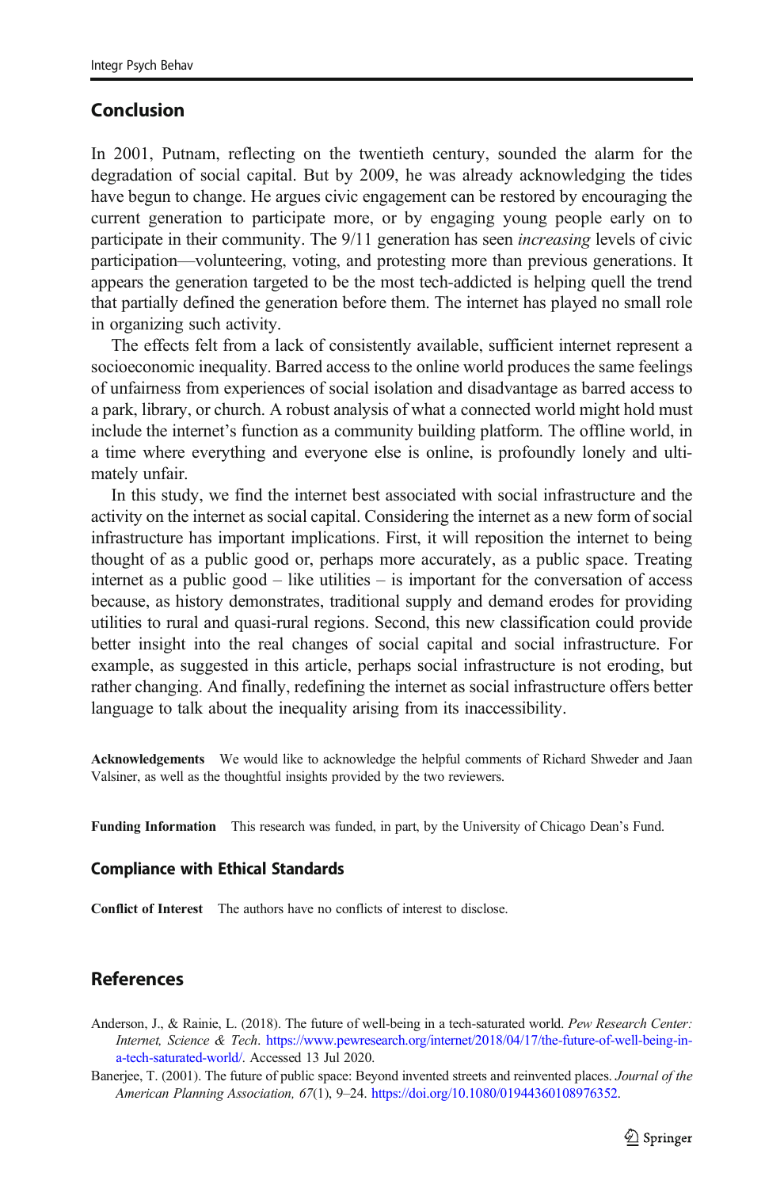## Conclusion

In 2001, Putnam, reflecting on the twentieth century, sounded the alarm for the degradation of social capital. But by 2009, he was already acknowledging the tides have begun to change. He argues civic engagement can be restored by encouraging the current generation to participate more, or by engaging young people early on to participate in their community. The 9/11 generation has seen *increasing* levels of civic participation—volunteering, voting, and protesting more than previous generations. It appears the generation targeted to be the most tech-addicted is helping quell the trend that partially defined the generation before them. The internet has played no small role in organizing such activity.

The effects felt from a lack of consistently available, sufficient internet represent a socioeconomic inequality. Barred access to the online world produces the same feelings of unfairness from experiences of social isolation and disadvantage as barred access to a park, library, or church. A robust analysis of what a connected world might hold must include the internet's function as a community building platform. The offline world, in a time where everything and everyone else is online, is profoundly lonely and ultimately unfair.

In this study, we find the internet best associated with social infrastructure and the activity on the internet as social capital. Considering the internet as a new form of social infrastructure has important implications. First, it will reposition the internet to being thought of as a public good or, perhaps more accurately, as a public space. Treating internet as a public good – like utilities – is important for the conversation of access because, as history demonstrates, traditional supply and demand erodes for providing utilities to rural and quasi-rural regions. Second, this new classification could provide better insight into the real changes of social capital and social infrastructure. For example, as suggested in this article, perhaps social infrastructure is not eroding, but rather changing. And finally, redefining the internet as social infrastructure offers better language to talk about the inequality arising from its inaccessibility.

**Acknowledgements** We would like to acknowledge the helpful comments of Richard Shweder and Jaan Valsiner, as well as the thoughtful insights provided by the two reviewers.

**Funding Information** This research was funded, in part, by the University of Chicago Dean's Fund.

### Compliance with Ethical Standards

**Conflict of Interest** The authors have no conflicts of interest to disclose.

## References

Anderson, J., & Rainie, L. (2018). The future of well-being in a tech-saturated world. *Pew Research Center: Internet, Science & Tech*. https://www.pewresearch.org/internet/2018/04/17/the-future-of-well-being-in-a-tech-saturated-world/. Accessed 13 Jul 2020.

Banerjee, T. (2001). The future of public space: Beyond invented streets and reinvented places. *Journal of the American Planning Association, 67*(1), 9–24. https://doi.org/10.1080/01944360108976352.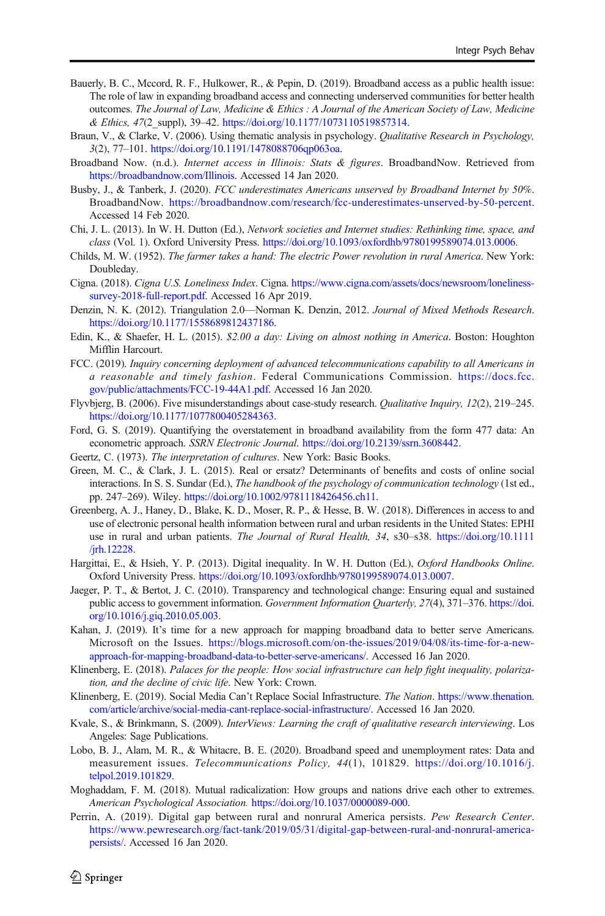Bauerly, B. C., Mccord, R. F., Hulkower, R., & Pepin, D. (2019). Broadband access as a public health issue: The role of law in expanding broadband access and connecting underserved communities for better health outcomes. *The Journal of Law, Medicine & Ethics : A Journal of the American Society of Law, Medicine & Ethics, 47*(2_suppl), 39–42. https://doi.org/10.1177/1073110519857314.

Braun, V., & Clarke, V. (2006). Using thematic analysis in psychology. *Qualitative Research in Psychology, 3*(2), 77–101. https://doi.org/10.1191/1478088706qp063oa.

Broadband Now. (n.d.). *Internet access in Illinois: Stats & figures*. BroadbandNow. Retrieved from https://broadbandnow.com/Illinois. Accessed 14 Jan 2020.

Busby, J., & Tanberk, J. (2020). *FCC underestimates Americans unserved by Broadband Internet by 50%*. BroadbandNow. https://broadbandnow.com/research/fcc-underestimates-unserved-by-50-percent. Accessed 14 Feb 2020.

Chi, J. L. (2013). In W. H. Dutton (Ed.), *Network societies and Internet studies: Rethinking time, space, and class* (Vol. 1). Oxford University Press. https://doi.org/10.1093/oxfordhb/9780199589074.013.0006.

Childs, M. W. (1952). *The farmer takes a hand: The electric Power revolution in rural America*. New York: Doubleday.

Cigna. (2018). *Cigna U.S. Loneliness Index*. Cigna. https://www.cigna.com/assets/docs/newsroom/loneliness-survey-2018-full-report.pdf. Accessed 16 Apr 2019.

Denzin, N. K. (2012). Triangulation 2.0—Norman K. Denzin, 2012. *Journal of Mixed Methods Research*. https://doi.org/10.1177/1558689812437186.

Edin, K., & Shaefer, H. L. (2015). *$2.00 a day: Living on almost nothing in America*. Boston: Houghton Mifflin Harcourt.

FCC. (2019). *Inquiry concerning deployment of advanced telecommunications capability to all Americans in a reasonable and timely fashion*. Federal Communications Commission. https://docs.fcc.gov/public/attachments/FCC-19-44A1.pdf. Accessed 16 Jan 2020.

Flyvbjerg, B. (2006). Five misunderstandings about case-study research. *Qualitative Inquiry, 12*(2), 219–245. https://doi.org/10.1177/1077800405284363.

Ford, G. S. (2019). Quantifying the overstatement in broadband availability from the form 477 data: An econometric approach. *SSRN Electronic Journal*. https://doi.org/10.2139/ssrn.3608442.

Geertz, C. (1973). *The interpretation of cultures*. New York: Basic Books.

Green, M. C., & Clark, J. L. (2015). Real or ersatz? Determinants of benefits and costs of online social interactions. In S. S. Sundar (Ed.), *The handbook of the psychology of communication technology* (1st ed., pp. 247–269). Wiley. https://doi.org/10.1002/9781118426456.ch11.

Greenberg, A. J., Haney, D., Blake, K. D., Moser, R. P., & Hesse, B. W. (2018). Differences in access to and use of electronic personal health information between rural and urban residents in the United States: EPHI use in rural and urban patients. *The Journal of Rural Health, 34*, s30–s38. https://doi.org/10.1111/jrh.12228.

Hargittai, E., & Hsieh, Y. P. (2013). Digital inequality. In W. H. Dutton (Ed.), *Oxford Handbooks Online*. Oxford University Press. https://doi.org/10.1093/oxfordhb/9780199589074.013.0007.

Jaeger, P. T., & Bertot, J. C. (2010). Transparency and technological change: Ensuring equal and sustained public access to government information. *Government Information Quarterly, 27*(4), 371–376. https://doi.org/10.1016/j.giq.2010.05.003.

Kahan, J. (2019). It's time for a new approach for mapping broadband data to better serve Americans. Microsoft on the Issues. https://blogs.microsoft.com/on-the-issues/2019/04/08/its-time-for-a-new-approach-for-mapping-broadband-data-to-better-serve-americans/. Accessed 16 Jan 2020.

Klinenberg, E. (2018). *Palaces for the people: How social infrastructure can help fight inequality, polarization, and the decline of civic life*. New York: Crown.

Klinenberg, E. (2019). Social Media Can't Replace Social Infrastructure. *The Nation*. https://www.thenation.com/article/archive/social-media-cant-replace-social-infrastructure/. Accessed 16 Jan 2020.

Kvale, S., & Brinkmann, S. (2009). *InterViews: Learning the craft of qualitative research interviewing*. Los Angeles: Sage Publications.

Lobo, B. J., Alam, M. R., & Whitacre, B. E. (2020). Broadband speed and unemployment rates: Data and measurement issues. *Telecommunications Policy, 44*(1), 101829. https://doi.org/10.1016/j.telpol.2019.101829.

Moghaddam, F. M. (2018). Mutual radicalization: How groups and nations drive each other to extremes. *American Psychological Association*. https://doi.org/10.1037/0000089-000.

Perrin, A. (2019). Digital gap between rural and nonrural America persists. *Pew Research Center*. https://www.pewresearch.org/fact-tank/2019/05/31/digital-gap-between-rural-and-nonrural-america-persists/. Accessed 16 Jan 2020.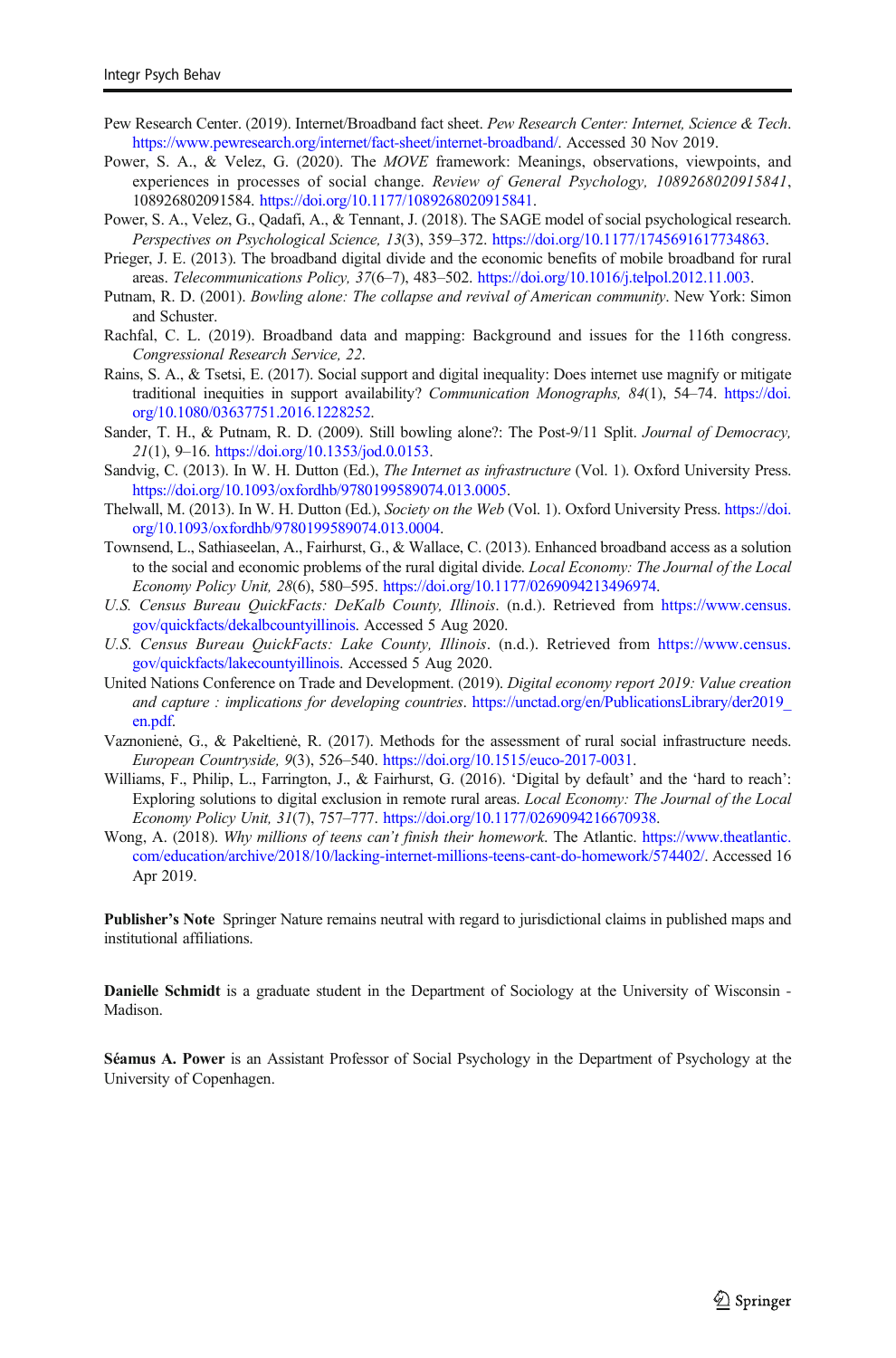Pew Research Center. (2019). Internet/Broadband fact sheet. *Pew Research Center: Internet, Science & Tech*. https://www.pewresearch.org/internet/fact-sheet/internet-broadband/. Accessed 30 Nov 2019.

Power, S. A., & Velez, G. (2020). The *MOVE* framework: Meanings, observations, viewpoints, and experiences in processes of social change. *Review of General Psychology, 108926802091584l*, 108926802091584. https://doi.org/10.1177/1089268020915841.

Power, S. A., Velez, G., Qadafi, A., & Tennant, J. (2018). The SAGE model of social psychological research. *Perspectives on Psychological Science, 13*(3), 359–372. https://doi.org/10.1177/1745691617734863.

Prieger, J. E. (2013). The broadband digital divide and the economic benefits of mobile broadband for rural areas. *Telecommunications Policy, 37*(6–7), 483–502. https://doi.org/10.1016/j.telpol.2012.11.003.

Putnam, R. D. (2001). *Bowling alone: The collapse and revival of American community*. New York: Simon and Schuster.

Rachfal, C. L. (2019). Broadband data and mapping: Background and issues for the 116th congress. *Congressional Research Service, 22*.

Rains, S. A., & Tsetsi, E. (2017). Social support and digital inequality: Does internet use magnify or mitigate traditional inequities in support availability? *Communication Monographs, 84*(1), 54–74. https://doi.org/10.1080/03637751.2016.1228252.

Sander, T. H., & Putnam, R. D. (2009). Still bowling alone?: The Post-9/11 Split. *Journal of Democracy, 21*(1), 9–16. https://doi.org/10.1353/jod.0.0153.

Sandvig, C. (2013). In W. H. Dutton (Ed.), *The Internet as infrastructure* (Vol. 1). Oxford University Press. https://doi.org/10.1093/oxfordhb/9780199589074.013.0005.

Thelwall, M. (2013). In W. H. Dutton (Ed.), *Society on the Web* (Vol. 1). Oxford University Press. https://doi.org/10.1093/oxfordhb/9780199589074.013.0004.

Townsend, L., Sathiaseelan, A., Fairhurst, G., & Wallace, C. (2013). Enhanced broadband access as a solution to the social and economic problems of the rural digital divide. *Local Economy: The Journal of the Local Economy Policy Unit, 28*(6), 580–595. https://doi.org/10.1177/0269094213496974.

*U.S. Census Bureau QuickFacts: DeKalb County, Illinois*. (n.d.). Retrieved from https://www.census.gov/quickfacts/dekalbcountyillinois. Accessed 5 Aug 2020.

*U.S. Census Bureau QuickFacts: Lake County, Illinois*. (n.d.). Retrieved from https://www.census.gov/quickfacts/lakecountyillinois. Accessed 5 Aug 2020.

United Nations Conference on Trade and Development. (2019). *Digital economy report 2019: Value creation and capture : implications for developing countries*. https://unctad.org/en/PublicationsLibrary/der2019_en.pdf.

Vaznonienė, G., & Pakeltienė, R. (2017). Methods for the assessment of rural social infrastructure needs. *European Countryside, 9*(3), 526–540. https://doi.org/10.1515/euco-2017-0031.

Williams, F., Philip, L., Farrington, J., & Fairhurst, G. (2016). 'Digital by default' and the 'hard to reach': Exploring solutions to digital exclusion in remote rural areas. *Local Economy: The Journal of the Local Economy Policy Unit, 31*(7), 757–777. https://doi.org/10.1177/0269094216670938.

Wong, A. (2018). *Why millions of teens can't finish their homework*. The Atlantic. https://www.theatlantic.com/education/archive/2018/10/lacking-internet-millions-teens-cant-do-homework/574402/. Accessed 16 Apr 2019.

**Publisher's Note** Springer Nature remains neutral with regard to jurisdictional claims in published maps and institutional affiliations.

**Danielle Schmidt** is a graduate student in the Department of Sociology at the University of Wisconsin - Madison.

**Séamus A. Power** is an Assistant Professor of Social Psychology in the Department of Psychology at the University of Copenhagen.